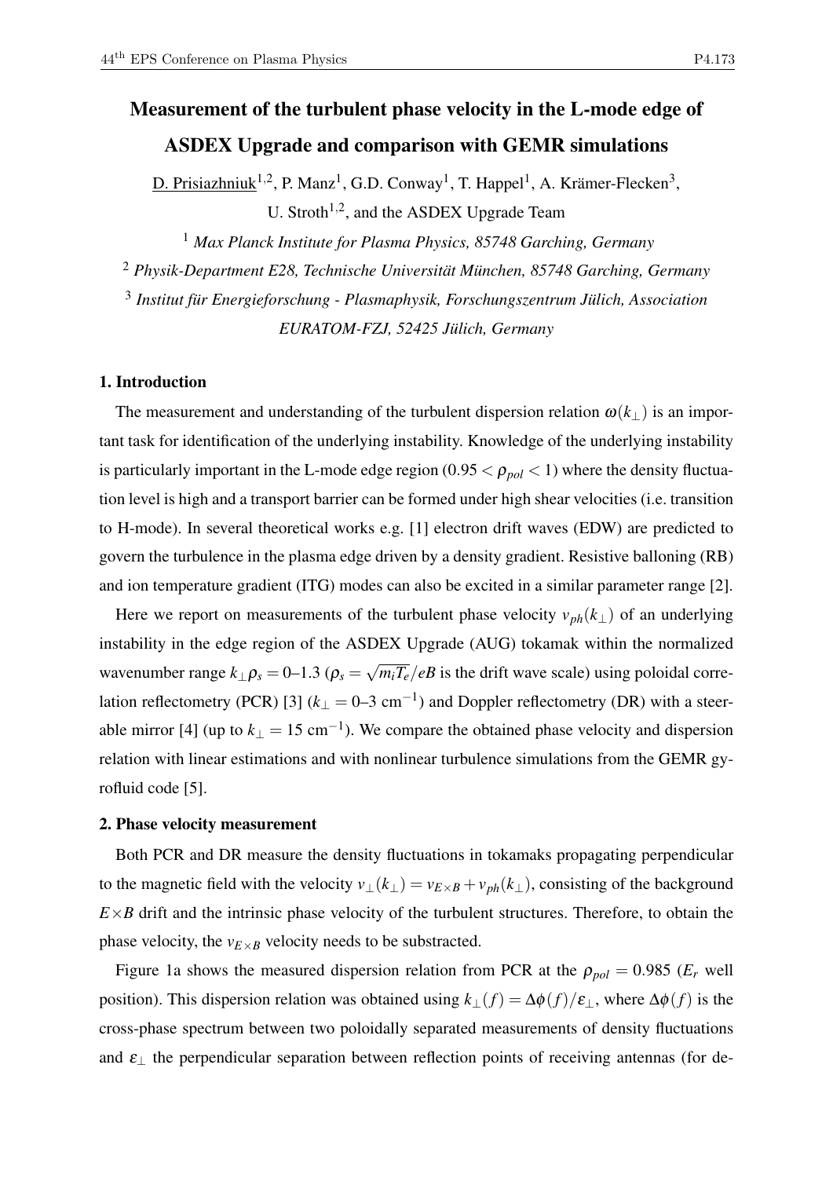# Measurement of the turbulent phase velocity in the L-mode edge of ASDEX Upgrade and comparison with GEMR simulations

D. Prisiazhniuk[1,2], P. Manz[1], G.D. Conway[1], T. Happel[1], A. Krämer-Flecken[3], U. Stroth[1,2], and the ASDEX Upgrade Team

[1] *Max Planck Institute for Plasma Physics, 85748 Garching, Germany*

[2] *Physik-Department E28, Technische Universität München, 85748 Garching, Germany*

[3] *Institut für Energieforschung - Plasmaphysik, Forschungszentrum Jülich, Association EURATOM-FZJ, 52425 Jülich, Germany*

## 1. Introduction

The measurement and understanding of the turbulent dispersion relation $\omega(k_\perp)$ is an important task for identification of the underlying instability. Knowledge of the underlying instability is particularly important in the L-mode edge region ($0.95 < \rho_{pol} < 1$) where the density fluctuation level is high and a transport barrier can be formed under high shear velocities (i.e. transition to H-mode). In several theoretical works e.g. [1] electron drift waves (EDW) are predicted to govern the turbulence in the plasma edge driven by a density gradient. Resistive balloning (RB) and ion temperature gradient (ITG) modes can also be excited in a similar parameter range [2].

Here we report on measurements of the turbulent phase velocity $v_{ph}(k_\perp)$ of an underlying instability in the edge region of the ASDEX Upgrade (AUG) tokamak within the normalized wavenumber range $k_\perp\rho_s = 0$–$1.3$ ($\rho_s = \sqrt{m_i T_e}/eB$ is the drift wave scale) using poloidal correlation reflectometry (PCR) [3] ($k_\perp = 0$–$3$ cm$^{-1}$) and Doppler reflectometry (DR) with a steerable mirror [4] (up to $k_\perp = 15$ cm$^{-1}$). We compare the obtained phase velocity and dispersion relation with linear estimations and with nonlinear turbulence simulations from the GEMR gyrofluid code [5].

## 2. Phase velocity measurement

Both PCR and DR measure the density fluctuations in tokamaks propagating perpendicular to the magnetic field with the velocity $v_\perp(k_\perp) = v_{E\times B} + v_{ph}(k_\perp)$, consisting of the background $E\times B$ drift and the intrinsic phase velocity of the turbulent structures. Therefore, to obtain the phase velocity, the $v_{E\times B}$ velocity needs to be substracted.

Figure 1a shows the measured dispersion relation from PCR at the $\rho_{pol} = 0.985$ ($E_r$ well position). This dispersion relation was obtained using $k_\perp(f) = \Delta\phi(f)/\varepsilon_\perp$, where $\Delta\phi(f)$ is the cross-phase spectrum between two poloidally separated measurements of density fluctuations and $\varepsilon_\perp$ the perpendicular separation between reflection points of receiving antennas (for de-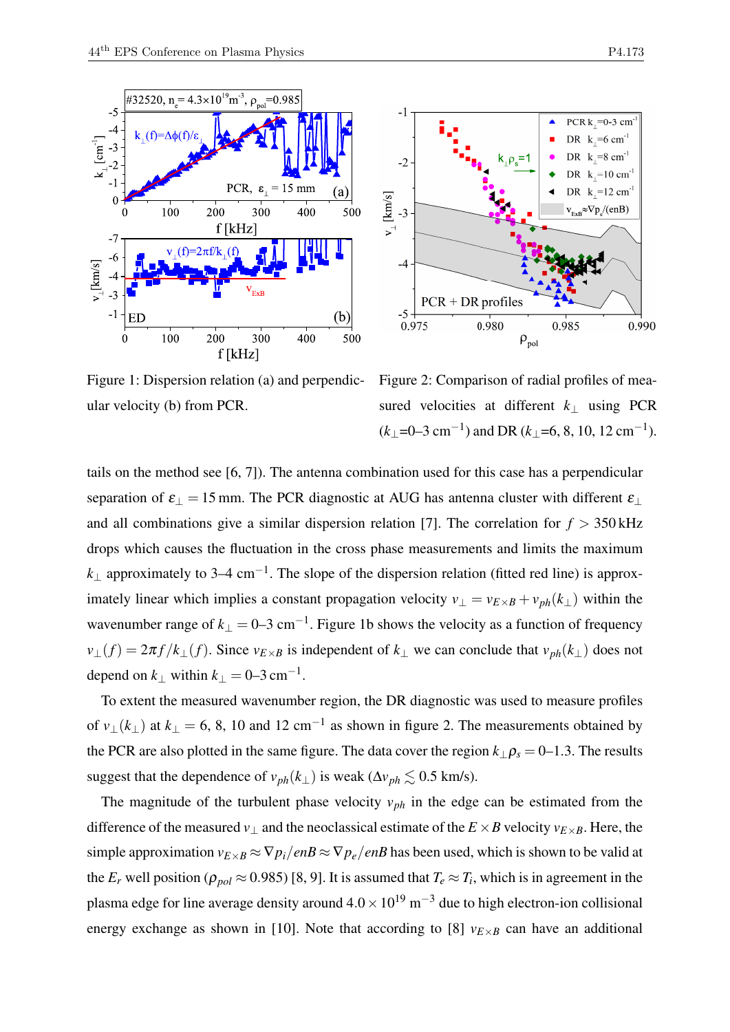Figure 1: Dispersion relation (a) and perpendicular velocity (b) from PCR.

Figure 2: Comparison of radial profiles of measured velocities at different $k_\perp$ using PCR ($k_\perp$=0–3 cm$^{-1}$) and DR ($k_\perp$=6, 8, 10, 12 cm$^{-1}$).

tails on the method see [6, 7]). The antenna combination used for this case has a perpendicular separation of $\varepsilon_\perp = 15$ mm. The PCR diagnostic at AUG has antenna cluster with different $\varepsilon_\perp$ and all combinations give a similar dispersion relation [7]. The correlation for $f > 350$ kHz drops which causes the fluctuation in the cross phase measurements and limits the maximum $k_\perp$ approximately to 3–4 cm$^{-1}$. The slope of the dispersion relation (fitted red line) is approximately linear which implies a constant propagation velocity $v_\perp = v_{E\times B} + v_{ph}(k_\perp)$ within the wavenumber range of $k_\perp = 0$–3 cm$^{-1}$. Figure 1b shows the velocity as a function of frequency $v_\perp(f) = 2\pi f / k_\perp(f)$. Since $v_{E\times B}$ is independent of $k_\perp$ we can conclude that $v_{ph}(k_\perp)$ does not depend on $k_\perp$ within $k_\perp = 0$–3 cm$^{-1}$.

To extent the measured wavenumber region, the DR diagnostic was used to measure profiles of $v_\perp(k_\perp)$ at $k_\perp = 6$, 8, 10 and 12 cm$^{-1}$ as shown in figure 2. The measurements obtained by the PCR are also plotted in the same figure. The data cover the region $k_\perp \rho_s = 0$–1.3. The results suggest that the dependence of $v_{ph}(k_\perp)$ is weak ($\Delta v_{ph} \lesssim 0.5$ km/s).

The magnitude of the turbulent phase velocity $v_{ph}$ in the edge can be estimated from the difference of the measured $v_\perp$ and the neoclassical estimate of the $E \times B$ velocity $v_{E\times B}$. Here, the simple approximation $v_{E\times B} \approx \nabla p_i / enB \approx \nabla p_e / enB$ has been used, which is shown to be valid at the $E_r$ well position ($\rho_{pol} \approx 0.985$) [8, 9]. It is assumed that $T_e \approx T_i$, which is in agreement in the plasma edge for line average density around $4.0 \times 10^{19}$ m$^{-3}$ due to high electron-ion collisional energy exchange as shown in [10]. Note that according to [8] $v_{E\times B}$ can have an additional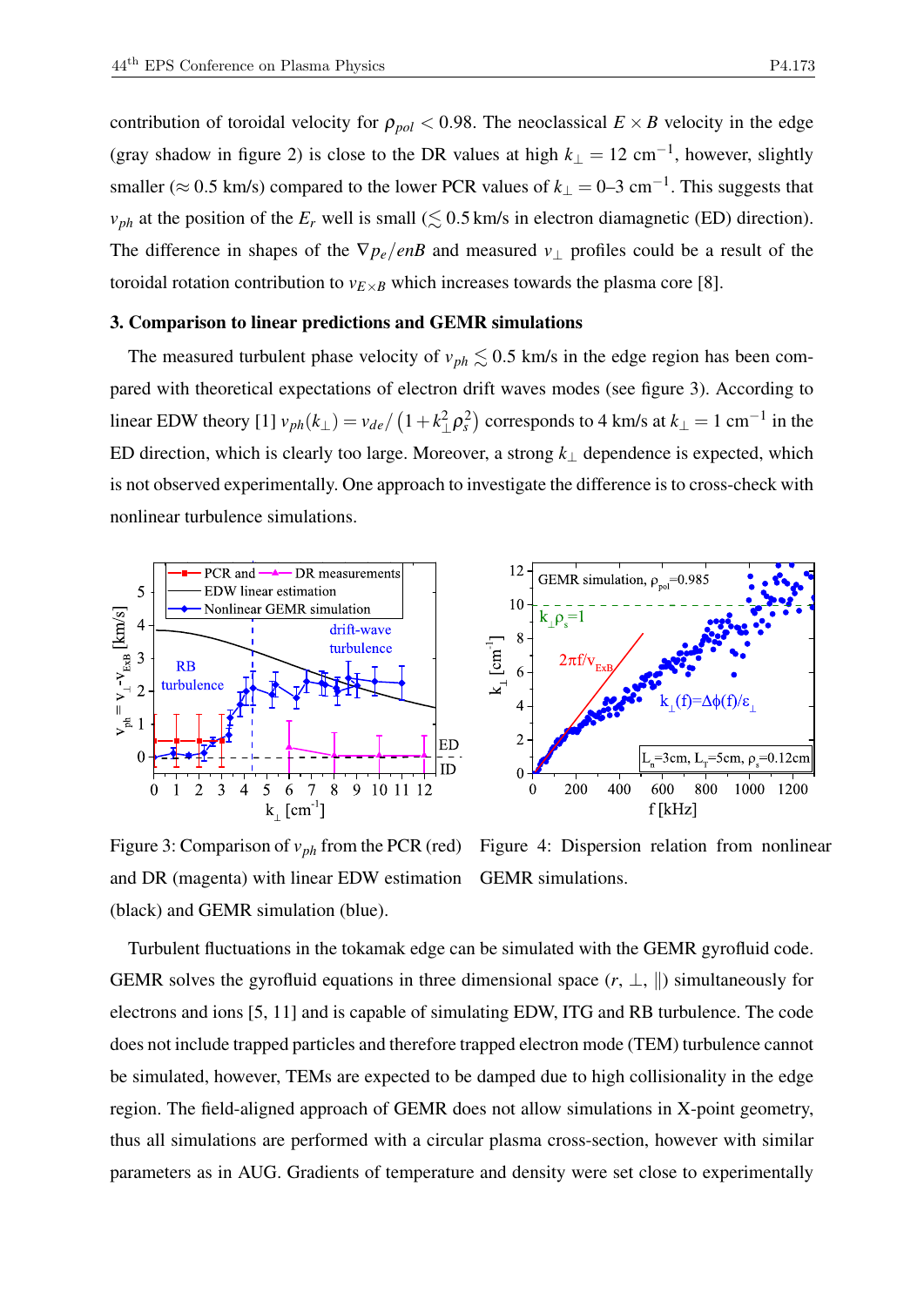contribution of toroidal velocity for $\rho_{pol} < 0.98$. The neoclassical $E \times B$ velocity in the edge (gray shadow in figure 2) is close to the DR values at high $k_\perp = 12$ cm$^{-1}$, however, slightly smaller ($\approx 0.5$ km/s) compared to the lower PCR values of $k_\perp = 0$–$3$ cm$^{-1}$. This suggests that $v_{ph}$ at the position of the $E_r$ well is small ($\lesssim 0.5$ km/s in electron diamagnetic (ED) direction). The difference in shapes of the $\nabla p_e/enB$ and measured $v_\perp$ profiles could be a result of the toroidal rotation contribution to $v_{E\times B}$ which increases towards the plasma core [8].

### 3. Comparison to linear predictions and GEMR simulations

The measured turbulent phase velocity of $v_{ph} \lesssim 0.5$ km/s in the edge region has been compared with theoretical expectations of electron drift waves modes (see figure 3). According to linear EDW theory [1] $v_{ph}(k_\perp) = v_{de}/\left(1 + k_\perp^2 \rho_s^2\right)$ corresponds to 4 km/s at $k_\perp = 1$ cm$^{-1}$ in the ED direction, which is clearly too large. Moreover, a strong $k_\perp$ dependence is expected, which is not observed experimentally. One approach to investigate the difference is to cross-check with nonlinear turbulence simulations.

Figure 3: Comparison of $v_{ph}$ from the PCR (red) and DR (magenta) with linear EDW estimation (black) and GEMR simulation (blue).

Figure 4: Dispersion relation from nonlinear GEMR simulations.

Turbulent fluctuations in the tokamak edge can be simulated with the GEMR gyrofluid code. GEMR solves the gyrofluid equations in three dimensional space ($r$, $\perp$, $\|$) simultaneously for electrons and ions [5, 11] and is capable of simulating EDW, ITG and RB turbulence. The code does not include trapped particles and therefore trapped electron mode (TEM) turbulence cannot be simulated, however, TEMs are expected to be damped due to high collisionality in the edge region. The field-aligned approach of GEMR does not allow simulations in X-point geometry, thus all simulations are performed with a circular plasma cross-section, however with similar parameters as in AUG. Gradients of temperature and density were set close to experimentally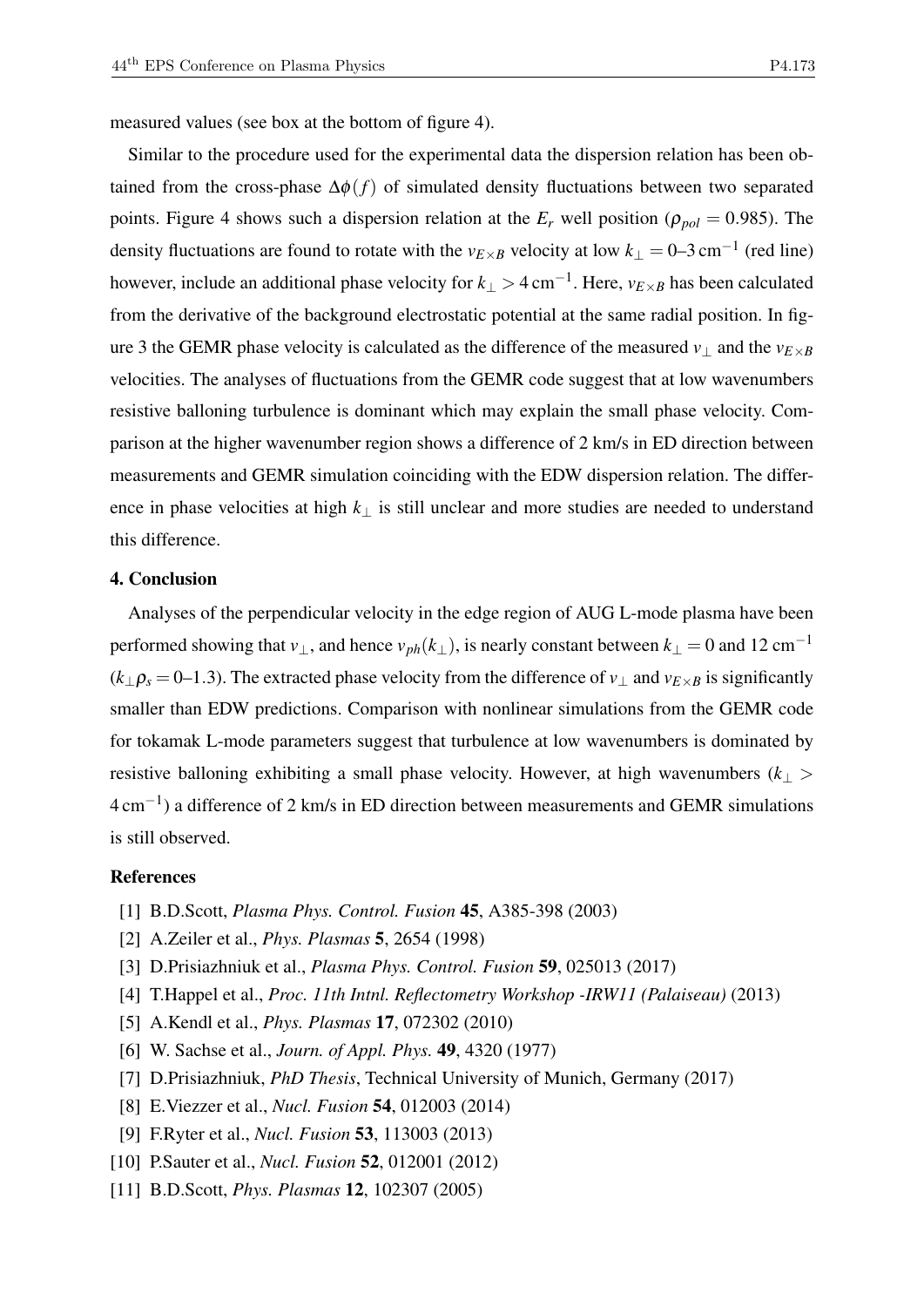measured values (see box at the bottom of figure 4).

Similar to the procedure used for the experimental data the dispersion relation has been obtained from the cross-phase $\Delta\phi(f)$ of simulated density fluctuations between two separated points. Figure 4 shows such a dispersion relation at the $E_r$ well position ($\rho_{pol} = 0.985$). The density fluctuations are found to rotate with the $v_{E\times B}$ velocity at low $k_\perp = 0$–$3\,\mathrm{cm}^{-1}$ (red line) however, include an additional phase velocity for $k_\perp > 4\,\mathrm{cm}^{-1}$. Here, $v_{E\times B}$ has been calculated from the derivative of the background electrostatic potential at the same radial position. In figure 3 the GEMR phase velocity is calculated as the difference of the measured $v_\perp$ and the $v_{E\times B}$ velocities. The analyses of fluctuations from the GEMR code suggest that at low wavenumbers resistive balloning turbulence is dominant which may explain the small phase velocity. Comparison at the higher wavenumber region shows a difference of 2 km/s in ED direction between measurements and GEMR simulation coinciding with the EDW dispersion relation. The difference in phase velocities at high $k_\perp$ is still unclear and more studies are needed to understand this difference.

## 4. Conclusion

Analyses of the perpendicular velocity in the edge region of AUG L-mode plasma have been performed showing that $v_\perp$, and hence $v_{ph}(k_\perp)$, is nearly constant between $k_\perp = 0$ and $12\,\mathrm{cm}^{-1}$ ($k_\perp\rho_s = 0$–$1.3$). The extracted phase velocity from the difference of $v_\perp$ and $v_{E\times B}$ is significantly smaller than EDW predictions. Comparison with nonlinear simulations from the GEMR code for tokamak L-mode parameters suggest that turbulence at low wavenumbers is dominated by resistive balloning exhibiting a small phase velocity. However, at high wavenumbers ($k_\perp > 4\,\mathrm{cm}^{-1}$) a difference of 2 km/s in ED direction between measurements and GEMR simulations is still observed.

## References

[1] B.D.Scott, *Plasma Phys. Control. Fusion* **45**, A385-398 (2003)

[2] A.Zeiler et al., *Phys. Plasmas* **5**, 2654 (1998)

[3] D.Prisiazhniuk et al., *Plasma Phys. Control. Fusion* **59**, 025013 (2017)

[4] T.Happel et al., *Proc. 11th Intnl. Reflectometry Workshop -IRW11 (Palaiseau)* (2013)

[5] A.Kendl et al., *Phys. Plasmas* **17**, 072302 (2010)

[6] W. Sachse et al., *Journ. of Appl. Phys.* **49**, 4320 (1977)

[7] D.Prisiazhniuk, *PhD Thesis*, Technical University of Munich, Germany (2017)

[8] E.Viezzer et al., *Nucl. Fusion* **54**, 012003 (2014)

[9] F.Ryter et al., *Nucl. Fusion* **53**, 113003 (2013)

[10] P.Sauter et al., *Nucl. Fusion* **52**, 012001 (2012)

[11] B.D.Scott, *Phys. Plasmas* **12**, 102307 (2005)